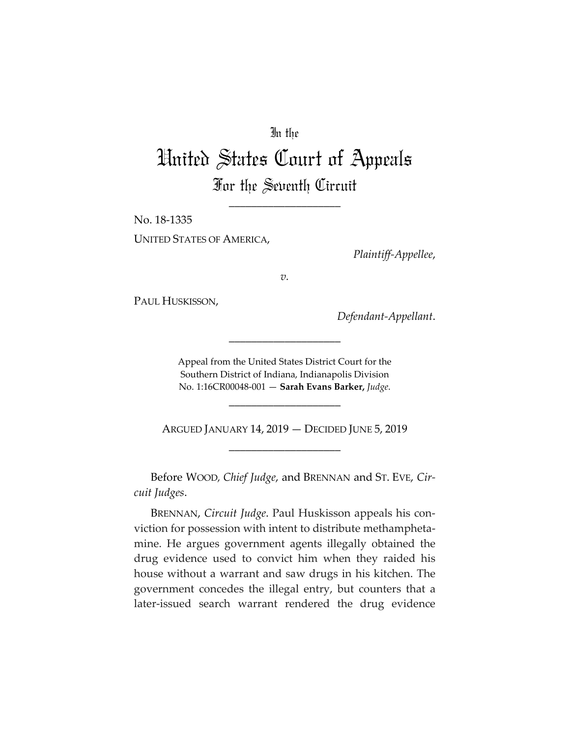In the

# United States Court of Appeals

## For the Seventh Circuit

____________________

No. 18-1335

UNITED STATES OF AMERICA,

*Plaintiff-Appellee*,

*v.*

PAUL HUSKISSON,

*Defendant-Appellant*.

____________________

Appeal from the United States District Court for the Southern District of Indiana, Indianapolis Division
No. 1:16CR00048-001 — **Sarah Evans Barker,** *Judge*.

____________________

ARGUED JANUARY 14, 2019 — DECIDED JUNE 5, 2019

____________________

Before WOOD, *Chief Judge*, and BRENNAN and ST. EVE, *Circuit Judges*.

BRENNAN, *Circuit Judge*. Paul Huskisson appeals his conviction for possession with intent to distribute methamphetamine. He argues government agents illegally obtained the drug evidence used to convict him when they raided his house without a warrant and saw drugs in his kitchen. The government concedes the illegal entry, but counters that a later-issued search warrant rendered the drug evidence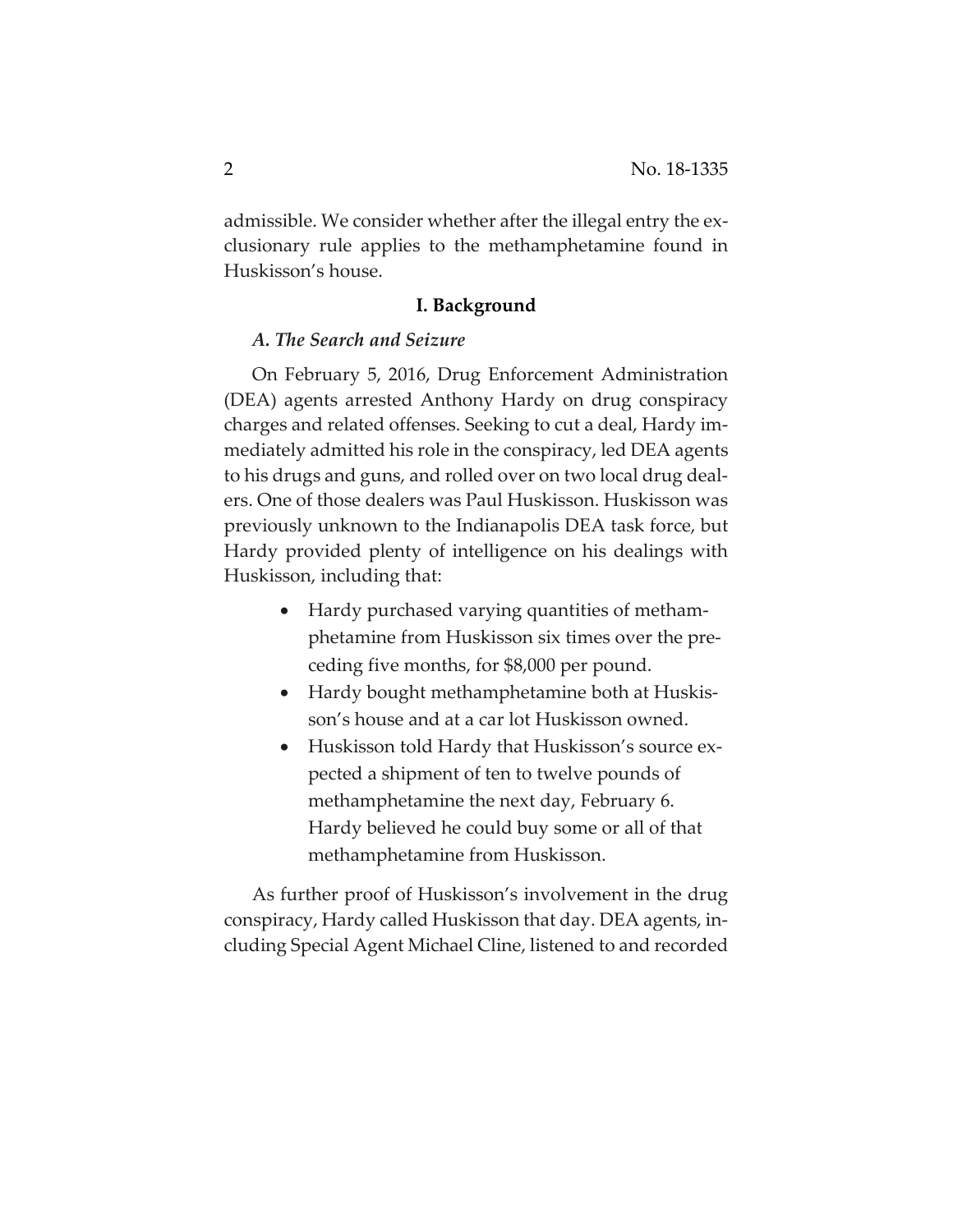admissible. We consider whether after the illegal entry the exclusionary rule applies to the methamphetamine found in Huskisson's house.

## I. Background

### *A. The Search and Seizure*

On February 5, 2016, Drug Enforcement Administration (DEA) agents arrested Anthony Hardy on drug conspiracy charges and related offenses. Seeking to cut a deal, Hardy immediately admitted his role in the conspiracy, led DEA agents to his drugs and guns, and rolled over on two local drug dealers. One of those dealers was Paul Huskisson. Huskisson was previously unknown to the Indianapolis DEA task force, but Hardy provided plenty of intelligence on his dealings with Huskisson, including that:

- Hardy purchased varying quantities of methamphetamine from Huskisson six times over the preceding five months, for $8,000 per pound.
- Hardy bought methamphetamine both at Huskisson's house and at a car lot Huskisson owned.
- Huskisson told Hardy that Huskisson's source expected a shipment of ten to twelve pounds of methamphetamine the next day, February 6. Hardy believed he could buy some or all of that methamphetamine from Huskisson.

As further proof of Huskisson's involvement in the drug conspiracy, Hardy called Huskisson that day. DEA agents, including Special Agent Michael Cline, listened to and recorded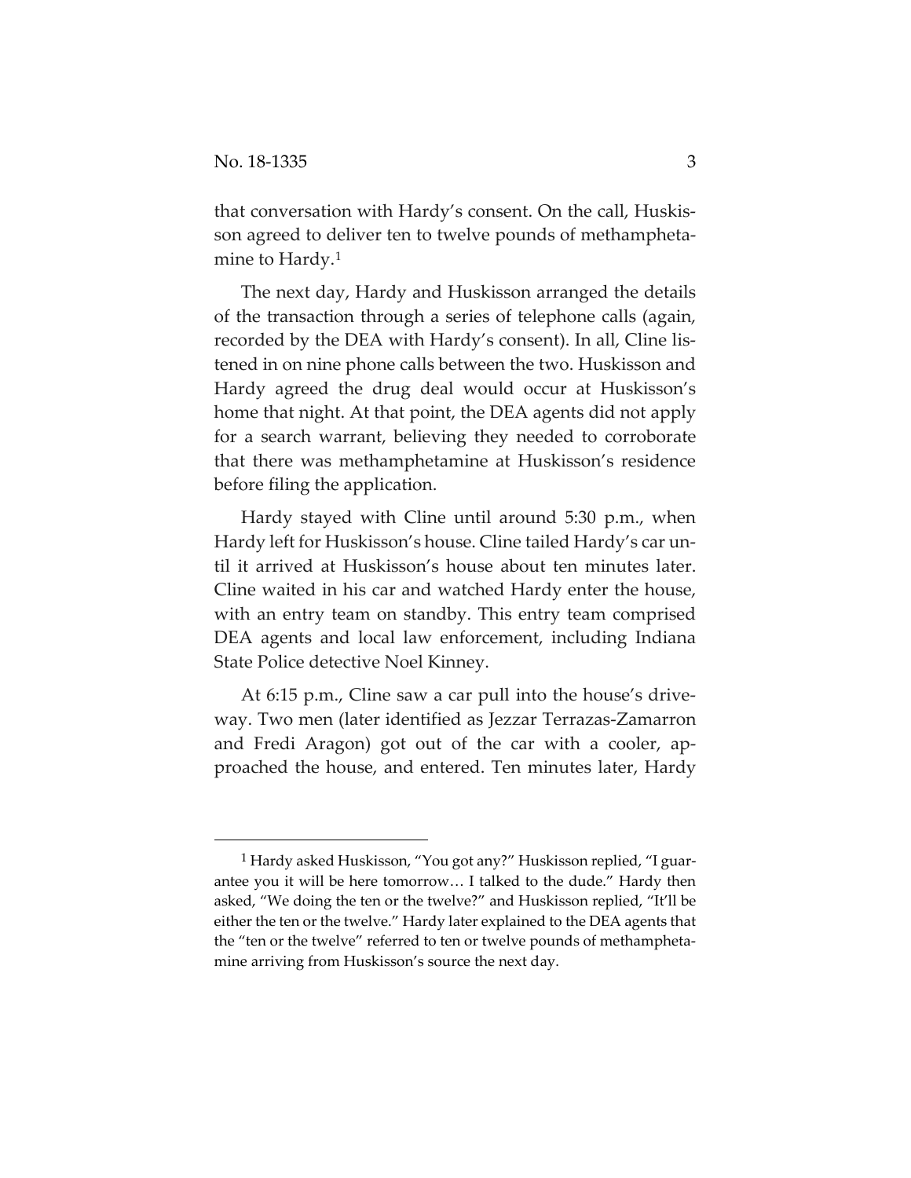that conversation with Hardy's consent. On the call, Huskisson agreed to deliver ten to twelve pounds of methamphetamine to Hardy.[1]

The next day, Hardy and Huskisson arranged the details of the transaction through a series of telephone calls (again, recorded by the DEA with Hardy's consent). In all, Cline listened in on nine phone calls between the two. Huskisson and Hardy agreed the drug deal would occur at Huskisson's home that night. At that point, the DEA agents did not apply for a search warrant, believing they needed to corroborate that there was methamphetamine at Huskisson's residence before filing the application.

Hardy stayed with Cline until around 5:30 p.m., when Hardy left for Huskisson's house. Cline tailed Hardy's car until it arrived at Huskisson's house about ten minutes later. Cline waited in his car and watched Hardy enter the house, with an entry team on standby. This entry team comprised DEA agents and local law enforcement, including Indiana State Police detective Noel Kinney.

At 6:15 p.m., Cline saw a car pull into the house's driveway. Two men (later identified as Jezzar Terrazas-Zamarron and Fredi Aragon) got out of the car with a cooler, approached the house, and entered. Ten minutes later, Hardy

---

[1] Hardy asked Huskisson, "You got any?" Huskisson replied, "I guarantee you it will be here tomorrow… I talked to the dude." Hardy then asked, "We doing the ten or the twelve?" and Huskisson replied, "It'll be either the ten or the twelve." Hardy later explained to the DEA agents that the "ten or the twelve" referred to ten or twelve pounds of methamphetamine arriving from Huskisson's source the next day.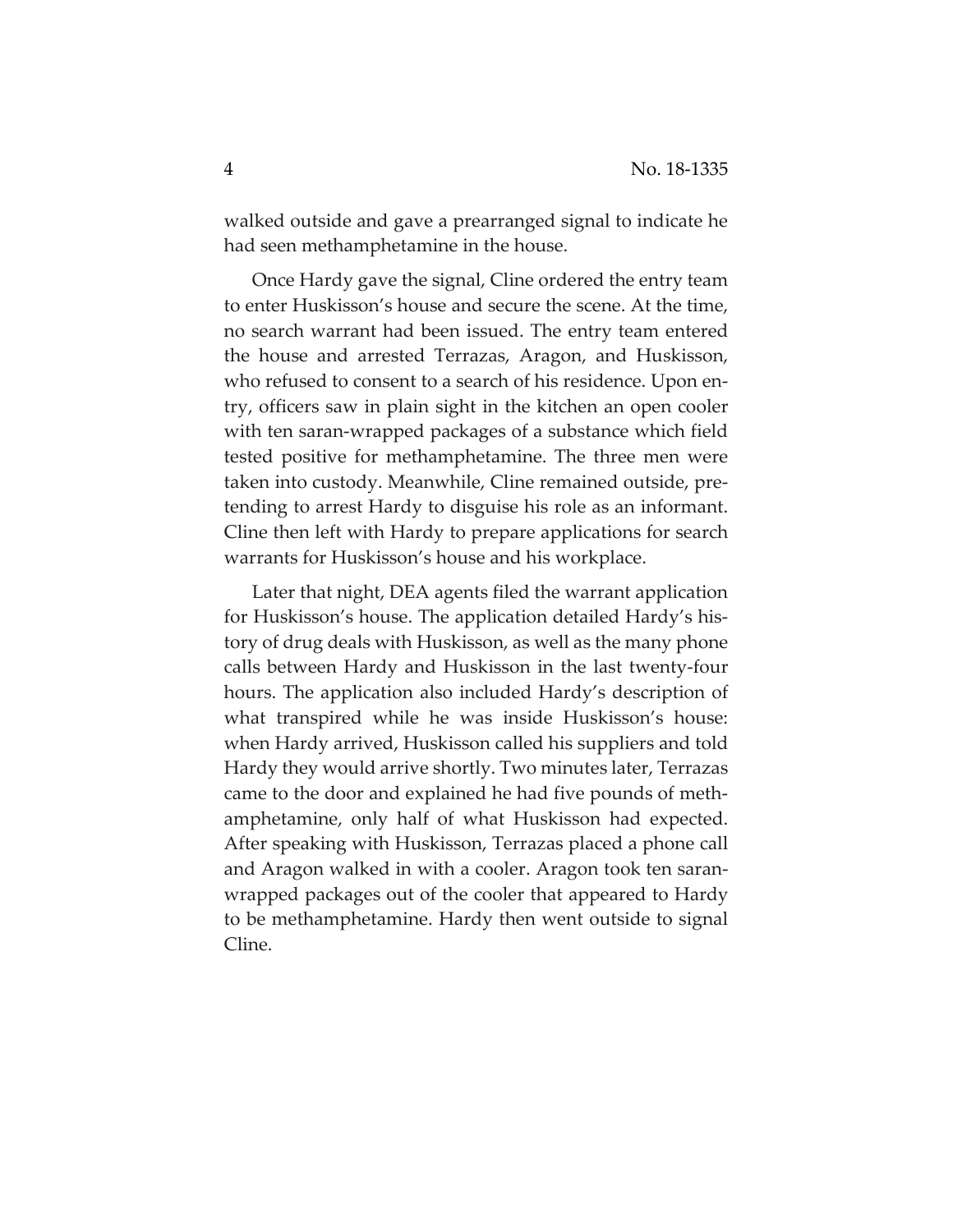walked outside and gave a prearranged signal to indicate he had seen methamphetamine in the house.

Once Hardy gave the signal, Cline ordered the entry team to enter Huskisson's house and secure the scene. At the time, no search warrant had been issued. The entry team entered the house and arrested Terrazas, Aragon, and Huskisson, who refused to consent to a search of his residence. Upon entry, officers saw in plain sight in the kitchen an open cooler with ten saran-wrapped packages of a substance which field tested positive for methamphetamine. The three men were taken into custody. Meanwhile, Cline remained outside, pretending to arrest Hardy to disguise his role as an informant. Cline then left with Hardy to prepare applications for search warrants for Huskisson's house and his workplace.

Later that night, DEA agents filed the warrant application for Huskisson's house. The application detailed Hardy's history of drug deals with Huskisson, as well as the many phone calls between Hardy and Huskisson in the last twenty-four hours. The application also included Hardy's description of what transpired while he was inside Huskisson's house: when Hardy arrived, Huskisson called his suppliers and told Hardy they would arrive shortly. Two minutes later, Terrazas came to the door and explained he had five pounds of methamphetamine, only half of what Huskisson had expected. After speaking with Huskisson, Terrazas placed a phone call and Aragon walked in with a cooler. Aragon took ten saran-wrapped packages out of the cooler that appeared to Hardy to be methamphetamine. Hardy then went outside to signal Cline.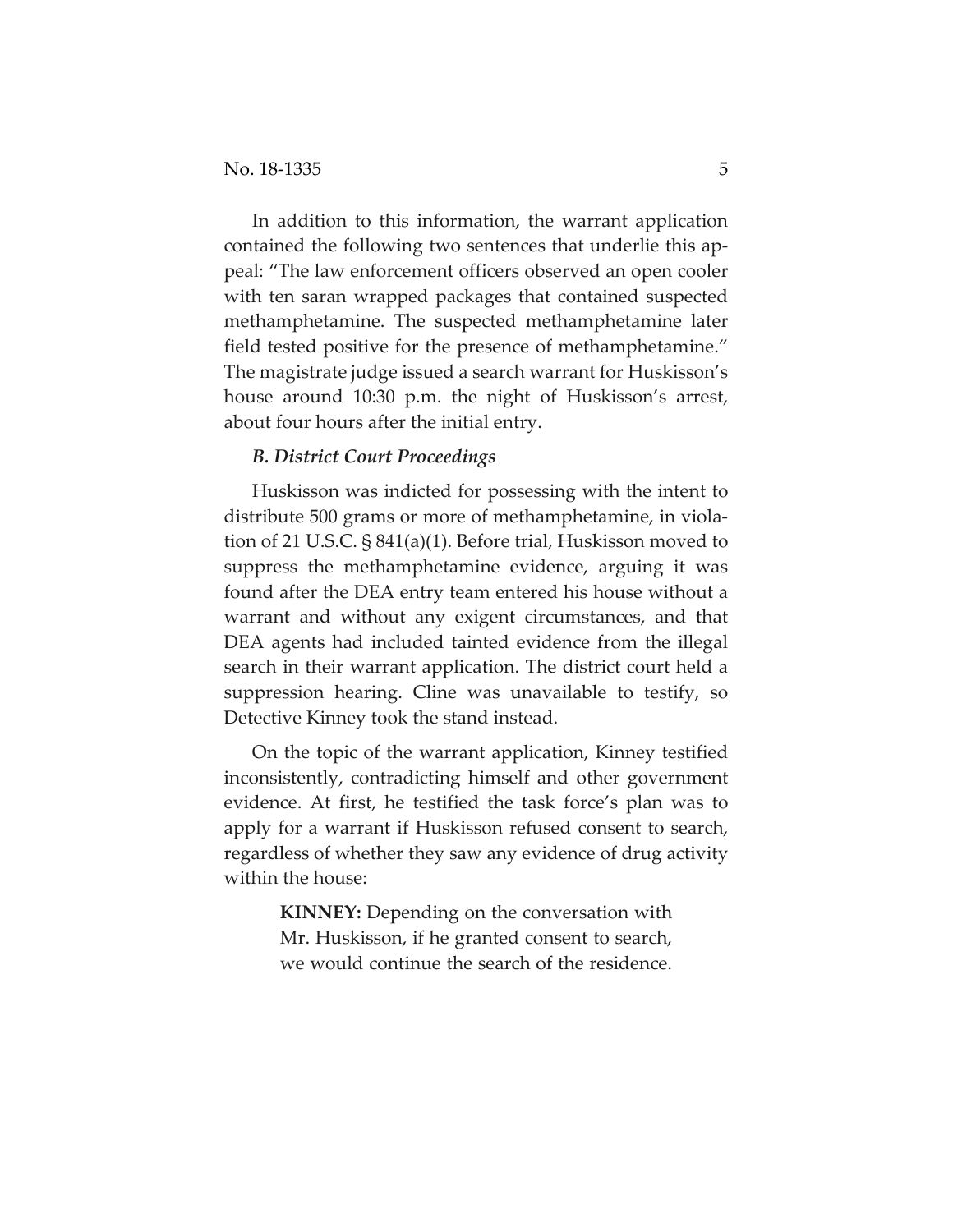In addition to this information, the warrant application contained the following two sentences that underlie this appeal: "The law enforcement officers observed an open cooler with ten saran wrapped packages that contained suspected methamphetamine. The suspected methamphetamine later field tested positive for the presence of methamphetamine." The magistrate judge issued a search warrant for Huskisson's house around 10:30 p.m. the night of Huskisson's arrest, about four hours after the initial entry.

### *B. District Court Proceedings*

Huskisson was indicted for possessing with the intent to distribute 500 grams or more of methamphetamine, in violation of 21 U.S.C. § 841(a)(1). Before trial, Huskisson moved to suppress the methamphetamine evidence, arguing it was found after the DEA entry team entered his house without a warrant and without any exigent circumstances, and that DEA agents had included tainted evidence from the illegal search in their warrant application. The district court held a suppression hearing. Cline was unavailable to testify, so Detective Kinney took the stand instead.

On the topic of the warrant application, Kinney testified inconsistently, contradicting himself and other government evidence. At first, he testified the task force's plan was to apply for a warrant if Huskisson refused consent to search, regardless of whether they saw any evidence of drug activity within the house:

> **KINNEY:** Depending on the conversation with Mr. Huskisson, if he granted consent to search, we would continue the search of the residence.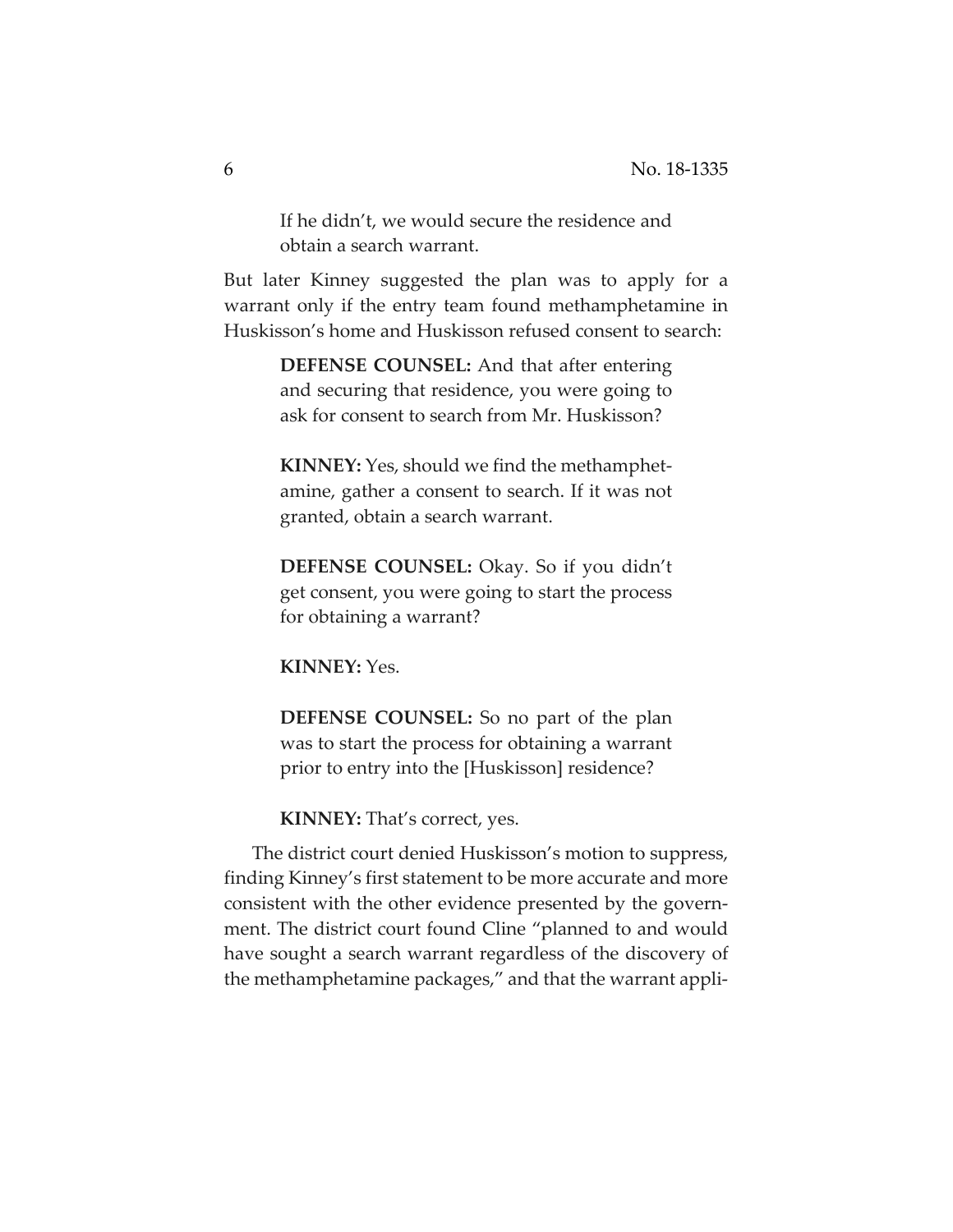> If he didn't, we would secure the residence and obtain a search warrant.

But later Kinney suggested the plan was to apply for a warrant only if the entry team found methamphetamine in Huskisson's home and Huskisson refused consent to search:

> **DEFENSE COUNSEL:** And that after entering and securing that residence, you were going to ask for consent to search from Mr. Huskisson?
>
> **KINNEY:** Yes, should we find the methamphetamine, gather a consent to search. If it was not granted, obtain a search warrant.
>
> **DEFENSE COUNSEL:** Okay. So if you didn't get consent, you were going to start the process for obtaining a warrant?
>
> **KINNEY:** Yes.
>
> **DEFENSE COUNSEL:** So no part of the plan was to start the process for obtaining a warrant prior to entry into the [Huskisson] residence?
>
> **KINNEY:** That's correct, yes.

The district court denied Huskisson's motion to suppress, finding Kinney's first statement to be more accurate and more consistent with the other evidence presented by the government. The district court found Cline "planned to and would have sought a search warrant regardless of the discovery of the methamphetamine packages," and that the warrant appli-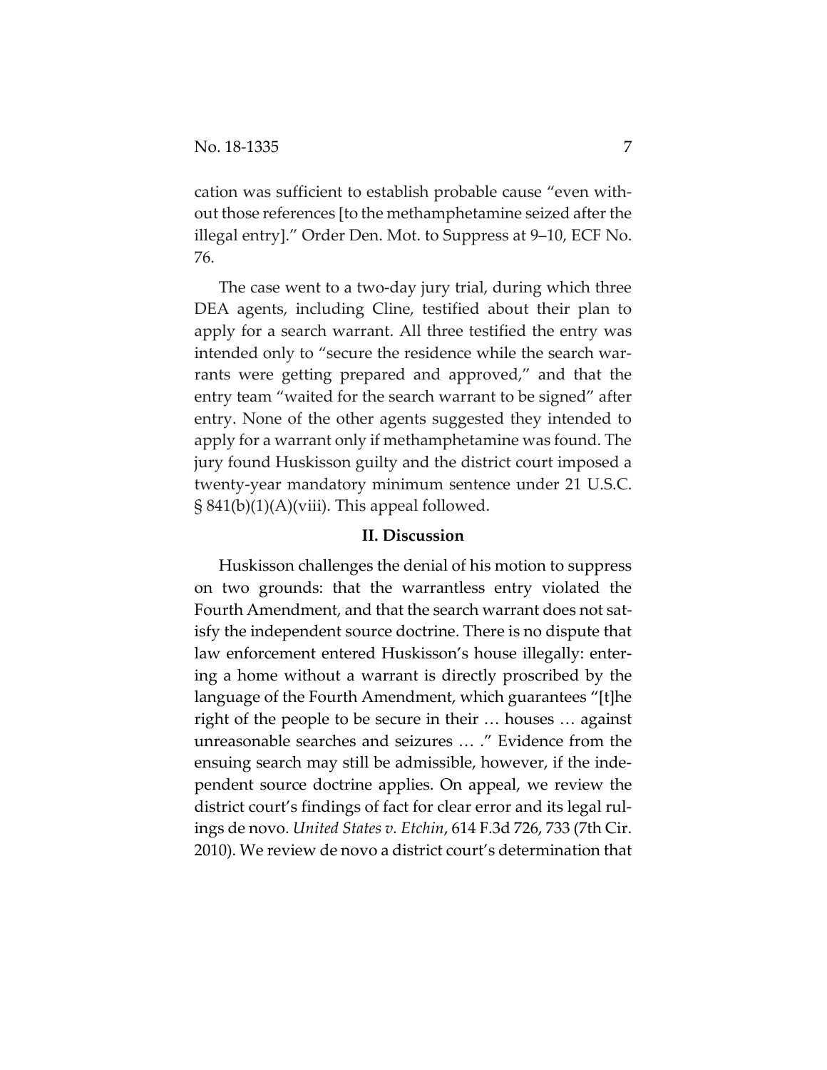cation was sufficient to establish probable cause "even without those references [to the methamphetamine seized after the illegal entry]." Order Den. Mot. to Suppress at 9–10, ECF No. 76.

The case went to a two-day jury trial, during which three DEA agents, including Cline, testified about their plan to apply for a search warrant. All three testified the entry was intended only to "secure the residence while the search warrants were getting prepared and approved," and that the entry team "waited for the search warrant to be signed" after entry. None of the other agents suggested they intended to apply for a warrant only if methamphetamine was found. The jury found Huskisson guilty and the district court imposed a twenty-year mandatory minimum sentence under 21 U.S.C. § 841(b)(1)(A)(viii). This appeal followed.

## II. Discussion

Huskisson challenges the denial of his motion to suppress on two grounds: that the warrantless entry violated the Fourth Amendment, and that the search warrant does not satisfy the independent source doctrine. There is no dispute that law enforcement entered Huskisson's house illegally: entering a home without a warrant is directly proscribed by the language of the Fourth Amendment, which guarantees "[t]he right of the people to be secure in their … houses … against unreasonable searches and seizures … ." Evidence from the ensuing search may still be admissible, however, if the independent source doctrine applies. On appeal, we review the district court's findings of fact for clear error and its legal rulings de novo. *United States v. Etchin*, 614 F.3d 726, 733 (7th Cir. 2010). We review de novo a district court's determination that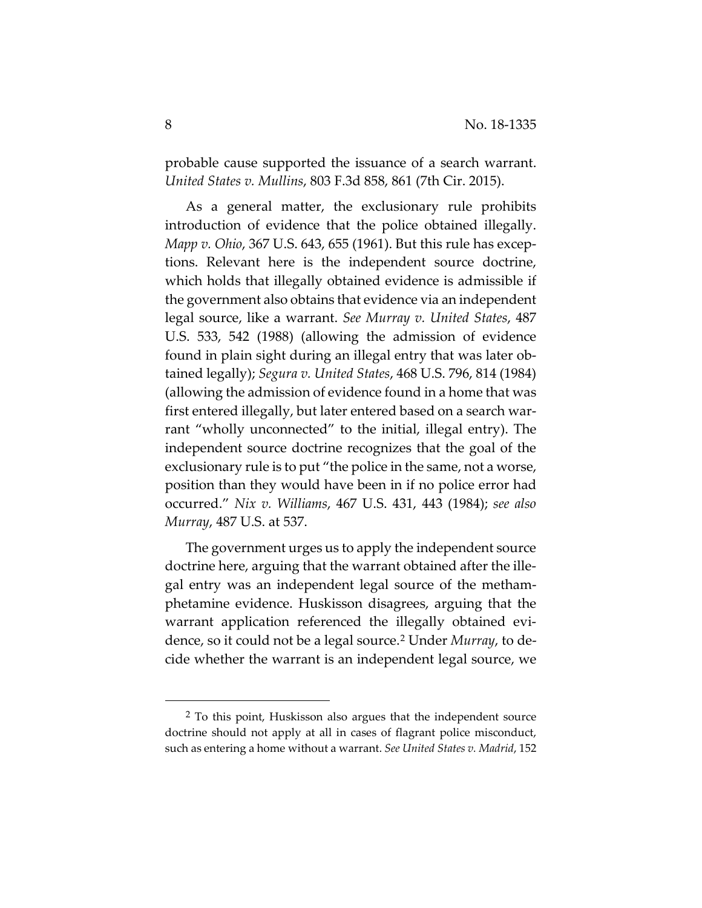probable cause supported the issuance of a search warrant. *United States v. Mullins*, 803 F.3d 858, 861 (7th Cir. 2015).

As a general matter, the exclusionary rule prohibits introduction of evidence that the police obtained illegally. *Mapp v. Ohio*, 367 U.S. 643, 655 (1961). But this rule has exceptions. Relevant here is the independent source doctrine, which holds that illegally obtained evidence is admissible if the government also obtains that evidence via an independent legal source, like a warrant. *See Murray v. United States*, 487 U.S. 533, 542 (1988) (allowing the admission of evidence found in plain sight during an illegal entry that was later obtained legally); *Segura v. United States*, 468 U.S. 796, 814 (1984) (allowing the admission of evidence found in a home that was first entered illegally, but later entered based on a search warrant "wholly unconnected" to the initial, illegal entry). The independent source doctrine recognizes that the goal of the exclusionary rule is to put "the police in the same, not a worse, position than they would have been in if no police error had occurred." *Nix v. Williams*, 467 U.S. 431, 443 (1984); *see also Murray*, 487 U.S. at 537.

The government urges us to apply the independent source doctrine here, arguing that the warrant obtained after the illegal entry was an independent legal source of the methamphetamine evidence. Huskisson disagrees, arguing that the warrant application referenced the illegally obtained evidence, so it could not be a legal source.[2] Under *Murray*, to decide whether the warrant is an independent legal source, we

[2] To this point, Huskisson also argues that the independent source doctrine should not apply at all in cases of flagrant police misconduct, such as entering a home without a warrant. *See United States v. Madrid*, 152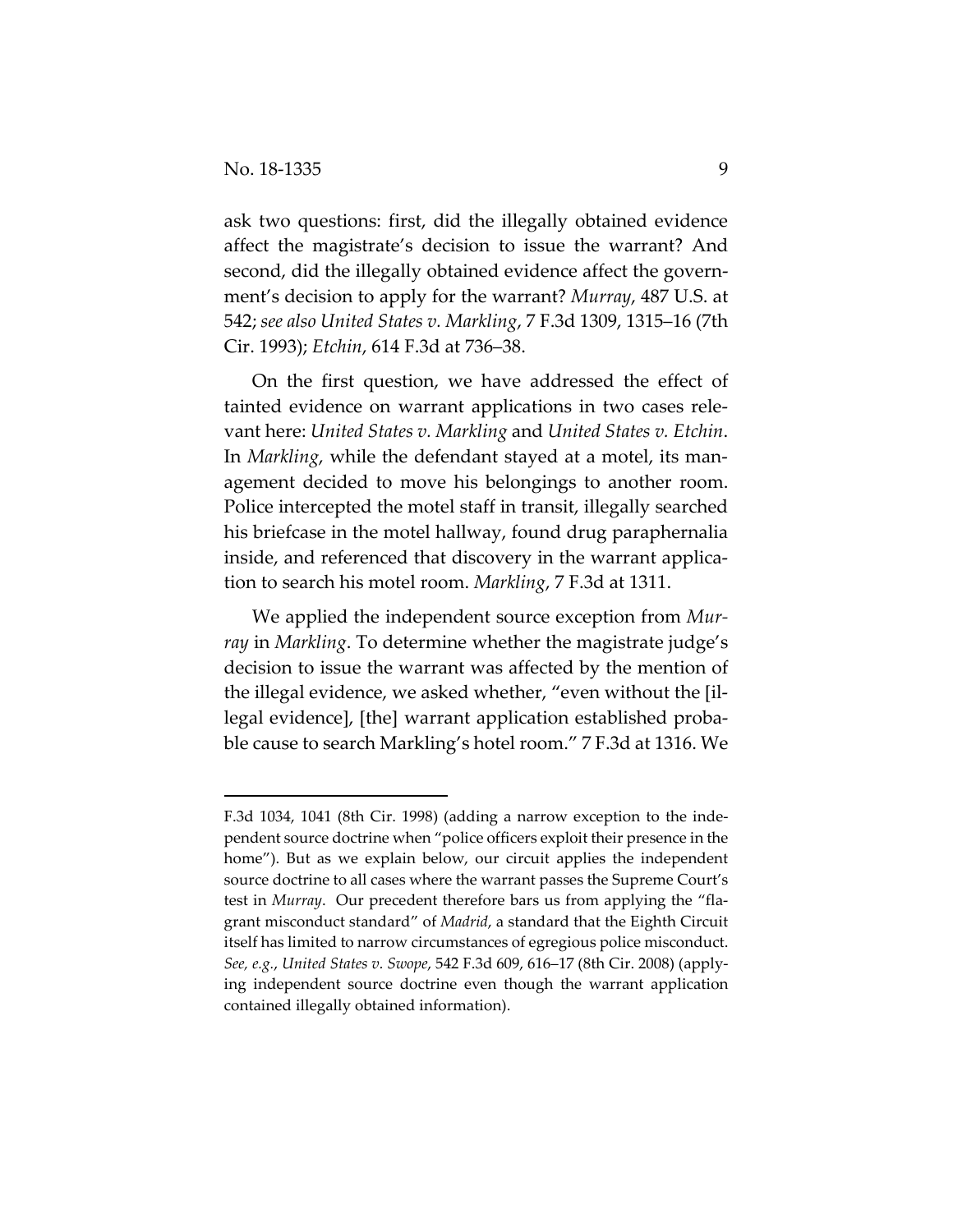ask two questions: first, did the illegally obtained evidence affect the magistrate's decision to issue the warrant? And second, did the illegally obtained evidence affect the government's decision to apply for the warrant? *Murray*, 487 U.S. at 542; *see also United States v. Markling*, 7 F.3d 1309, 1315–16 (7th Cir. 1993); *Etchin*, 614 F.3d at 736–38.

On the first question, we have addressed the effect of tainted evidence on warrant applications in two cases relevant here: *United States v. Markling* and *United States v. Etchin*. In *Markling*, while the defendant stayed at a motel, its management decided to move his belongings to another room. Police intercepted the motel staff in transit, illegally searched his briefcase in the motel hallway, found drug paraphernalia inside, and referenced that discovery in the warrant application to search his motel room. *Markling*, 7 F.3d at 1311.

We applied the independent source exception from *Murray* in *Markling*. To determine whether the magistrate judge's decision to issue the warrant was affected by the mention of the illegal evidence, we asked whether, "even without the [illegal evidence], [the] warrant application established probable cause to search Markling's hotel room." 7 F.3d at 1316. We

---

F.3d 1034, 1041 (8th Cir. 1998) (adding a narrow exception to the independent source doctrine when "police officers exploit their presence in the home"). But as we explain below, our circuit applies the independent source doctrine to all cases where the warrant passes the Supreme Court's test in *Murray*. Our precedent therefore bars us from applying the "flagrant misconduct standard" of *Madrid*, a standard that the Eighth Circuit itself has limited to narrow circumstances of egregious police misconduct. *See, e.g.*, *United States v. Swope*, 542 F.3d 609, 616–17 (8th Cir. 2008) (applying independent source doctrine even though the warrant application contained illegally obtained information).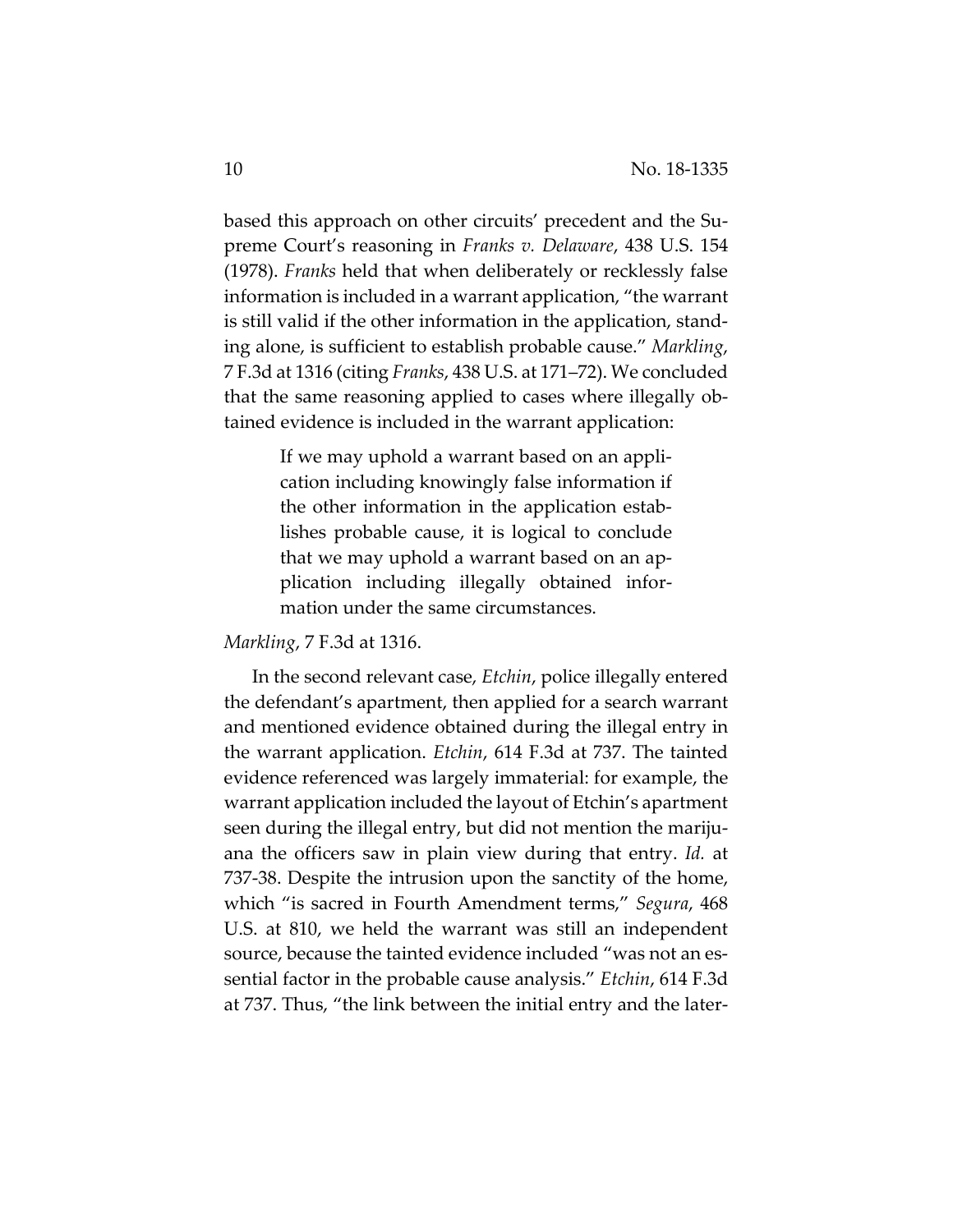based this approach on other circuits' precedent and the Supreme Court's reasoning in *Franks v. Delaware*, 438 U.S. 154 (1978). *Franks* held that when deliberately or recklessly false information is included in a warrant application, "the warrant is still valid if the other information in the application, standing alone, is sufficient to establish probable cause." *Markling*, 7 F.3d at 1316 (citing *Franks*, 438 U.S. at 171–72). We concluded that the same reasoning applied to cases where illegally obtained evidence is included in the warrant application:

> If we may uphold a warrant based on an application including knowingly false information if the other information in the application establishes probable cause, it is logical to conclude that we may uphold a warrant based on an application including illegally obtained information under the same circumstances.

*Markling*, 7 F.3d at 1316.

In the second relevant case, *Etchin*, police illegally entered the defendant's apartment, then applied for a search warrant and mentioned evidence obtained during the illegal entry in the warrant application. *Etchin*, 614 F.3d at 737. The tainted evidence referenced was largely immaterial: for example, the warrant application included the layout of Etchin's apartment seen during the illegal entry, but did not mention the marijuana the officers saw in plain view during that entry. *Id.* at 737-38. Despite the intrusion upon the sanctity of the home, which "is sacred in Fourth Amendment terms," *Segura*, 468 U.S. at 810, we held the warrant was still an independent source, because the tainted evidence included "was not an essential factor in the probable cause analysis." *Etchin*, 614 F.3d at 737. Thus, "the link between the initial entry and the later-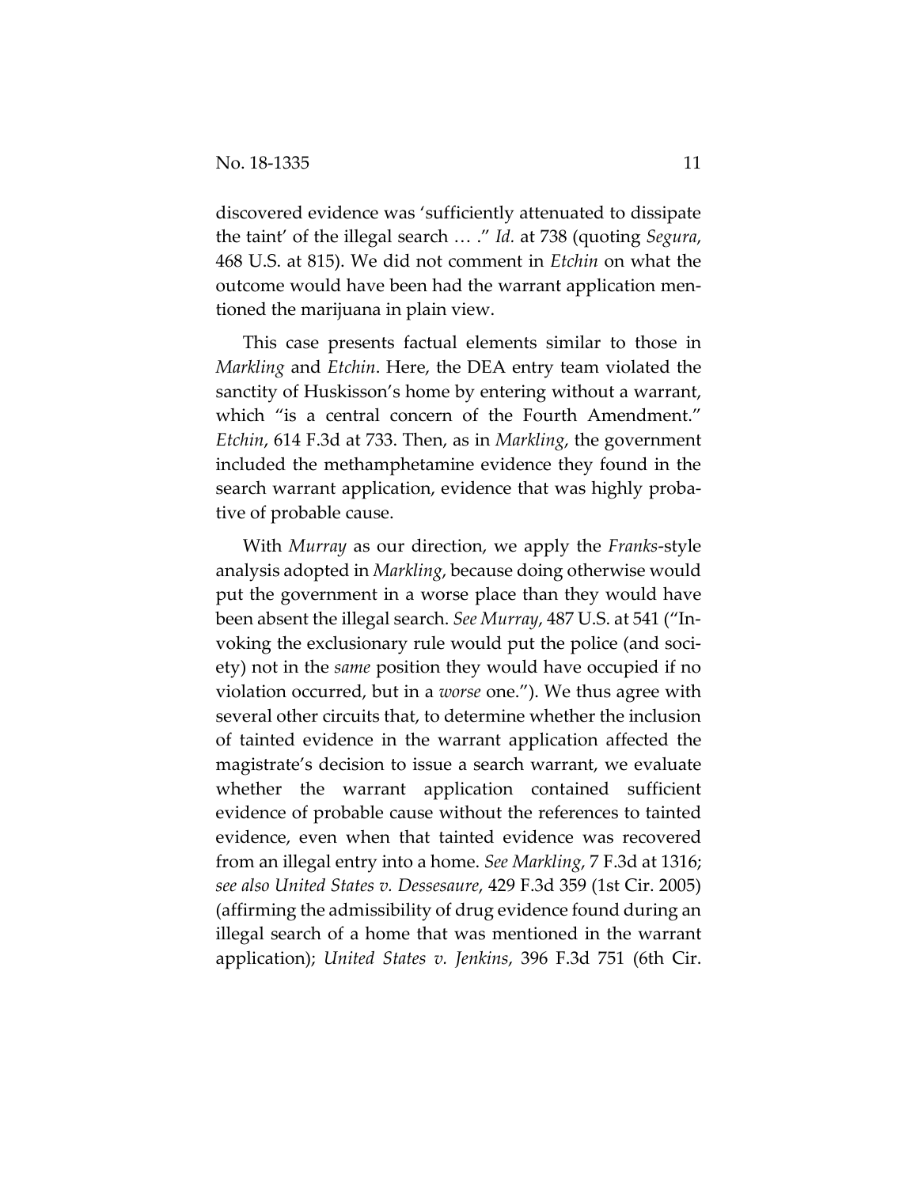discovered evidence was 'sufficiently attenuated to dissipate the taint' of the illegal search … ." *Id.* at 738 (quoting *Segura*, 468 U.S. at 815). We did not comment in *Etchin* on what the outcome would have been had the warrant application mentioned the marijuana in plain view.

This case presents factual elements similar to those in *Markling* and *Etchin*. Here, the DEA entry team violated the sanctity of Huskisson's home by entering without a warrant, which "is a central concern of the Fourth Amendment." *Etchin*, 614 F.3d at 733. Then, as in *Markling*, the government included the methamphetamine evidence they found in the search warrant application, evidence that was highly probative of probable cause.

With *Murray* as our direction, we apply the *Franks*-style analysis adopted in *Markling*, because doing otherwise would put the government in a worse place than they would have been absent the illegal search. *See Murray*, 487 U.S. at 541 ("Invoking the exclusionary rule would put the police (and society) not in the *same* position they would have occupied if no violation occurred, but in a *worse* one."). We thus agree with several other circuits that, to determine whether the inclusion of tainted evidence in the warrant application affected the magistrate's decision to issue a search warrant, we evaluate whether the warrant application contained sufficient evidence of probable cause without the references to tainted evidence, even when that tainted evidence was recovered from an illegal entry into a home. *See Markling*, 7 F.3d at 1316; *see also United States v. Dessesaure*, 429 F.3d 359 (1st Cir. 2005) (affirming the admissibility of drug evidence found during an illegal search of a home that was mentioned in the warrant application); *United States v. Jenkins*, 396 F.3d 751 (6th Cir.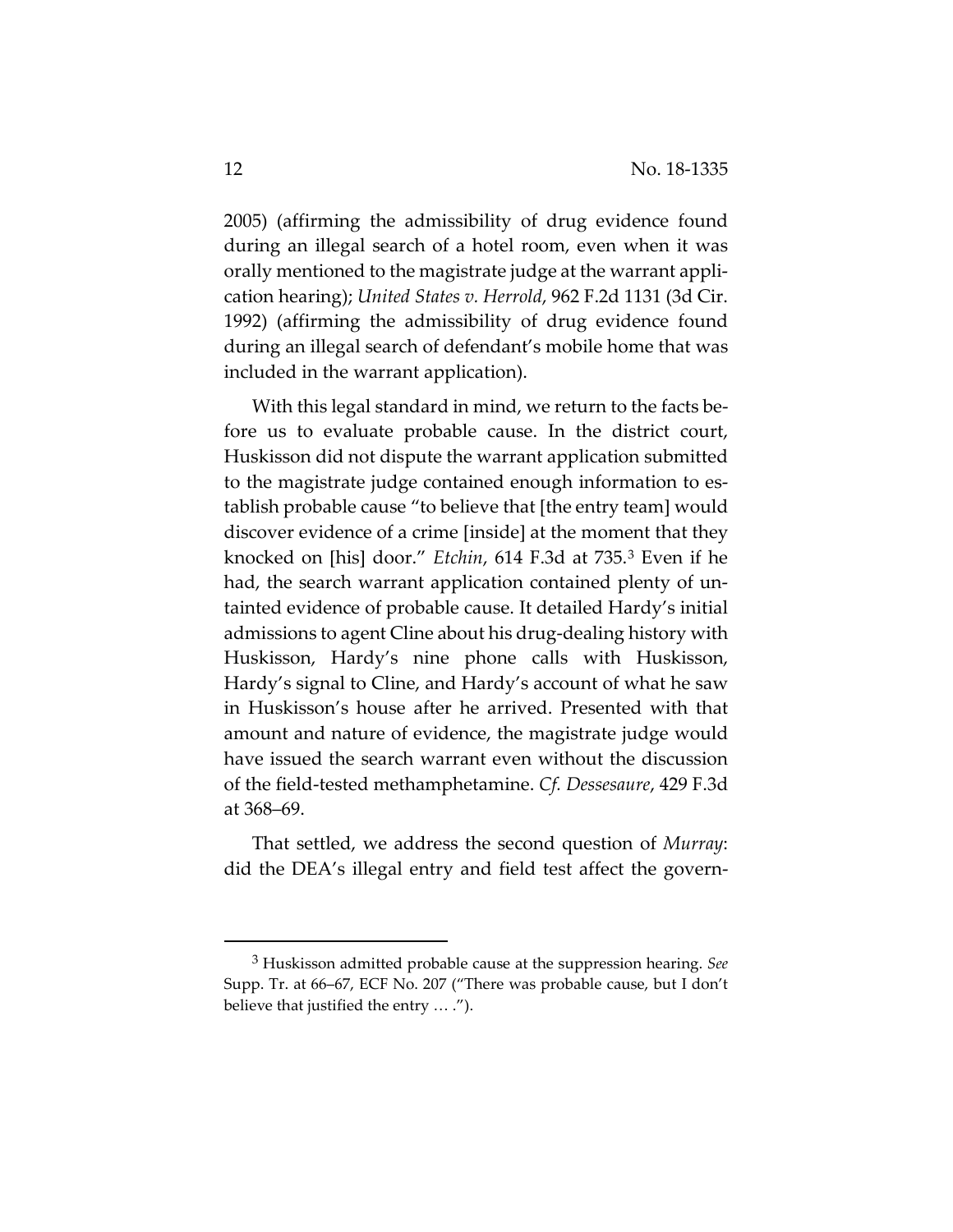2005) (affirming the admissibility of drug evidence found during an illegal search of a hotel room, even when it was orally mentioned to the magistrate judge at the warrant application hearing); *United States v. Herrold*, 962 F.2d 1131 (3d Cir. 1992) (affirming the admissibility of drug evidence found during an illegal search of defendant's mobile home that was included in the warrant application).

With this legal standard in mind, we return to the facts before us to evaluate probable cause. In the district court, Huskisson did not dispute the warrant application submitted to the magistrate judge contained enough information to establish probable cause "to believe that [the entry team] would discover evidence of a crime [inside] at the moment that they knocked on [his] door." *Etchin*, 614 F.3d at 735.[3] Even if he had, the search warrant application contained plenty of untainted evidence of probable cause. It detailed Hardy's initial admissions to agent Cline about his drug-dealing history with Huskisson, Hardy's nine phone calls with Huskisson, Hardy's signal to Cline, and Hardy's account of what he saw in Huskisson's house after he arrived. Presented with that amount and nature of evidence, the magistrate judge would have issued the search warrant even without the discussion of the field-tested methamphetamine. *Cf. Dessesaure*, 429 F.3d at 368–69.

That settled, we address the second question of *Murray*: did the DEA's illegal entry and field test affect the govern-

---

[3] Huskisson admitted probable cause at the suppression hearing. *See* Supp. Tr. at 66–67, ECF No. 207 ("There was probable cause, but I don't believe that justified the entry … .").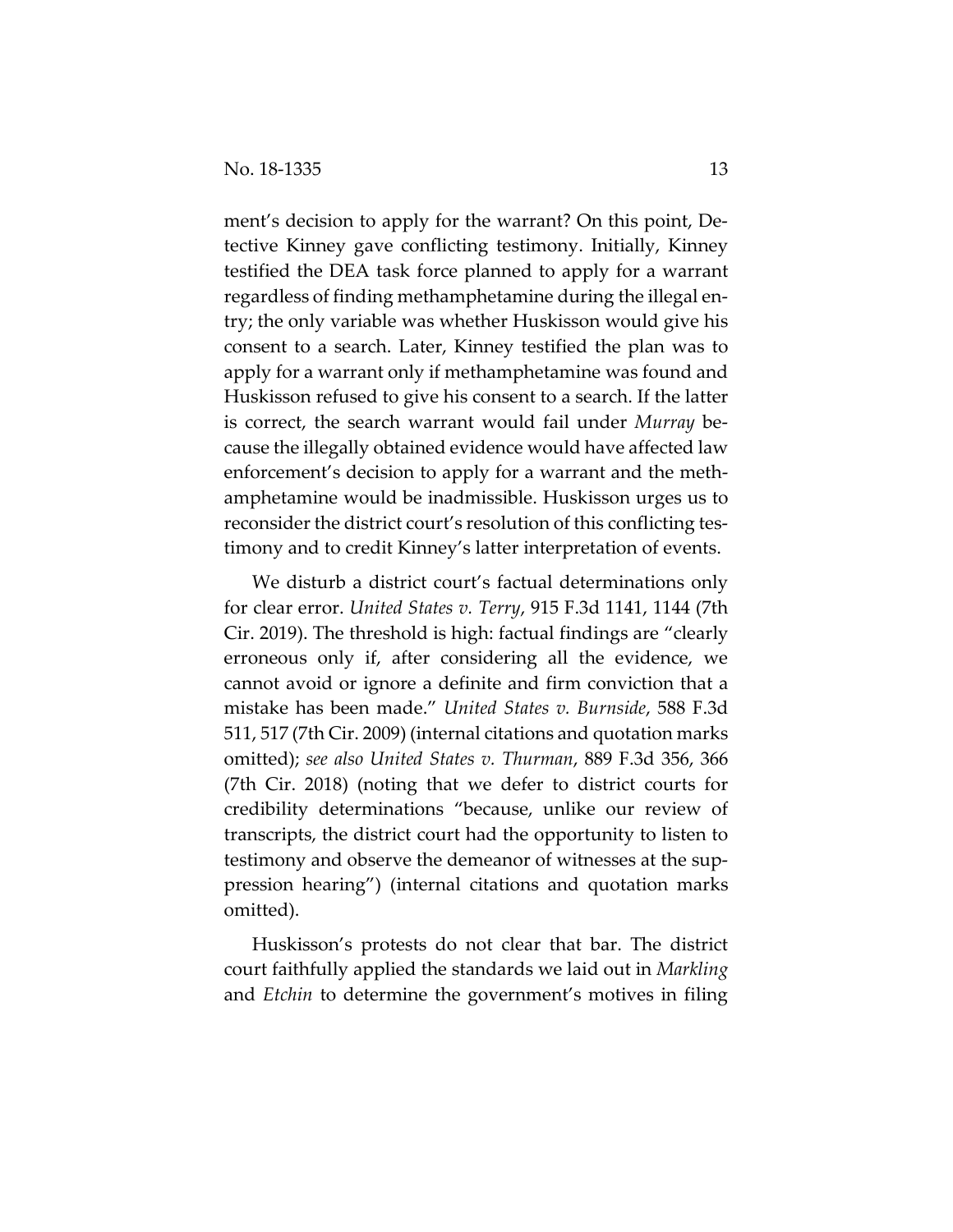ment's decision to apply for the warrant? On this point, Detective Kinney gave conflicting testimony. Initially, Kinney testified the DEA task force planned to apply for a warrant regardless of finding methamphetamine during the illegal entry; the only variable was whether Huskisson would give his consent to a search. Later, Kinney testified the plan was to apply for a warrant only if methamphetamine was found and Huskisson refused to give his consent to a search. If the latter is correct, the search warrant would fail under *Murray* because the illegally obtained evidence would have affected law enforcement's decision to apply for a warrant and the methamphetamine would be inadmissible. Huskisson urges us to reconsider the district court's resolution of this conflicting testimony and to credit Kinney's latter interpretation of events.

We disturb a district court's factual determinations only for clear error. *United States v. Terry*, 915 F.3d 1141, 1144 (7th Cir. 2019). The threshold is high: factual findings are "clearly erroneous only if, after considering all the evidence, we cannot avoid or ignore a definite and firm conviction that a mistake has been made." *United States v. Burnside*, 588 F.3d 511, 517 (7th Cir. 2009) (internal citations and quotation marks omitted); *see also United States v. Thurman*, 889 F.3d 356, 366 (7th Cir. 2018) (noting that we defer to district courts for credibility determinations "because, unlike our review of transcripts, the district court had the opportunity to listen to testimony and observe the demeanor of witnesses at the suppression hearing") (internal citations and quotation marks omitted).

Huskisson's protests do not clear that bar. The district court faithfully applied the standards we laid out in *Markling* and *Etchin* to determine the government's motives in filing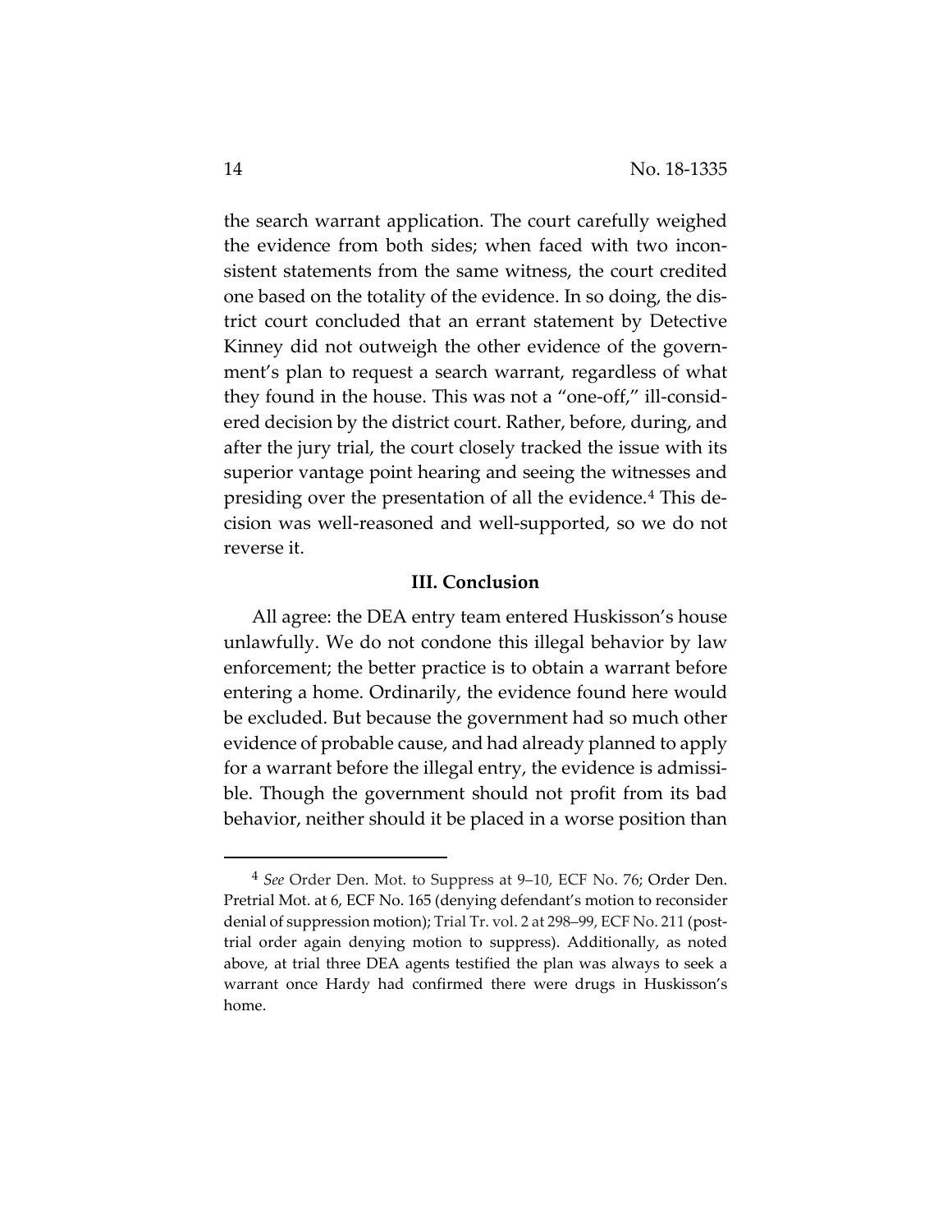the search warrant application. The court carefully weighed the evidence from both sides; when faced with two inconsistent statements from the same witness, the court credited one based on the totality of the evidence. In so doing, the district court concluded that an errant statement by Detective Kinney did not outweigh the other evidence of the government's plan to request a search warrant, regardless of what they found in the house. This was not a "one-off," ill-considered decision by the district court. Rather, before, during, and after the jury trial, the court closely tracked the issue with its superior vantage point hearing and seeing the witnesses and presiding over the presentation of all the evidence.[4] This decision was well-reasoned and well-supported, so we do not reverse it.

### III. Conclusion

All agree: the DEA entry team entered Huskisson's house unlawfully. We do not condone this illegal behavior by law enforcement; the better practice is to obtain a warrant before entering a home. Ordinarily, the evidence found here would be excluded. But because the government had so much other evidence of probable cause, and had already planned to apply for a warrant before the illegal entry, the evidence is admissible. Though the government should not profit from its bad behavior, neither should it be placed in a worse position than

---

[4] *See* Order Den. Mot. to Suppress at 9–10, ECF No. 76; Order Den. Pretrial Mot. at 6, ECF No. 165 (denying defendant's motion to reconsider denial of suppression motion); Trial Tr. vol. 2 at 298–99, ECF No. 211 (post-trial order again denying motion to suppress). Additionally, as noted above, at trial three DEA agents testified the plan was always to seek a warrant once Hardy had confirmed there were drugs in Huskisson's home.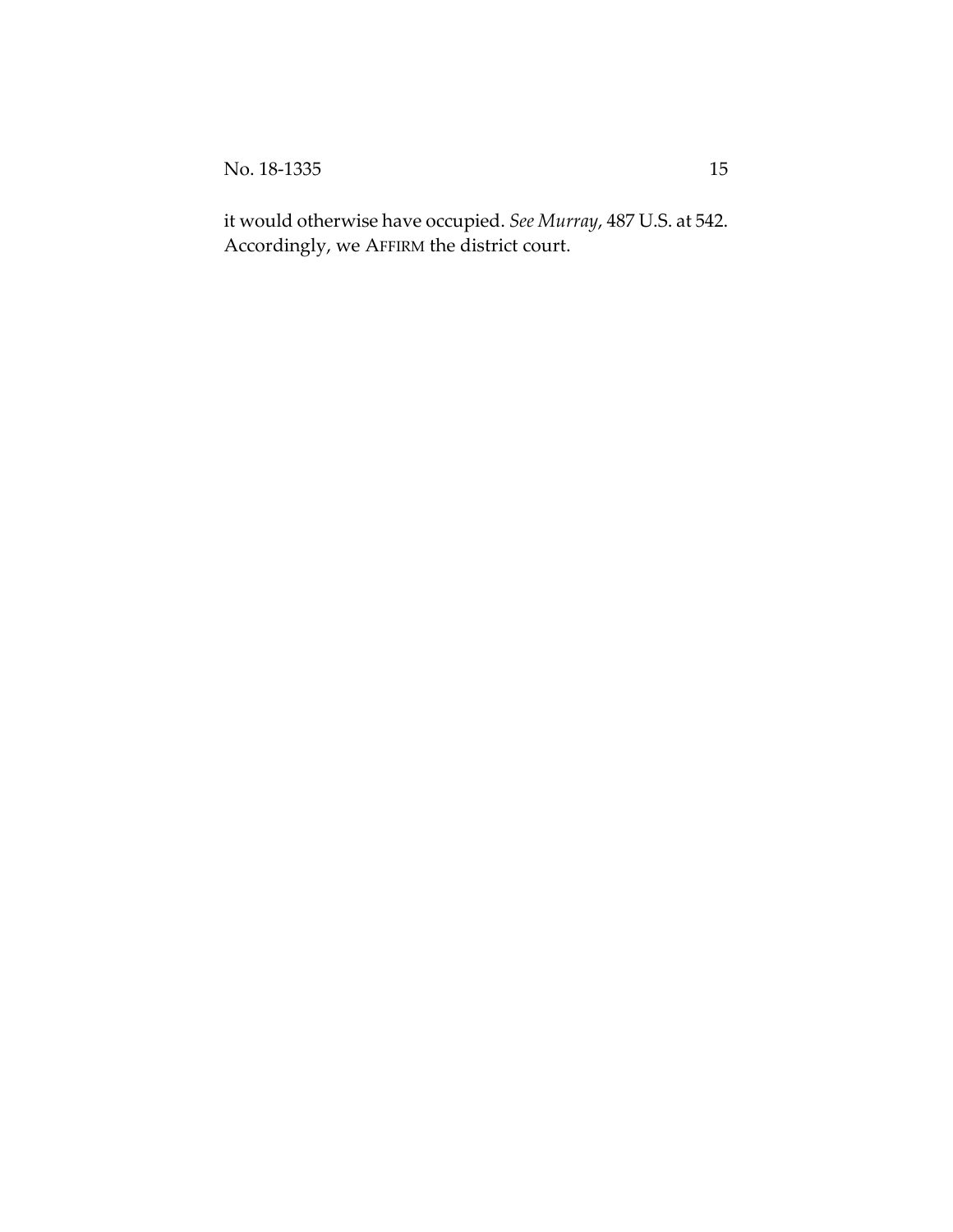it would otherwise have occupied. *See Murray*, 487 U.S. at 542. Accordingly, we AFFIRM the district court.